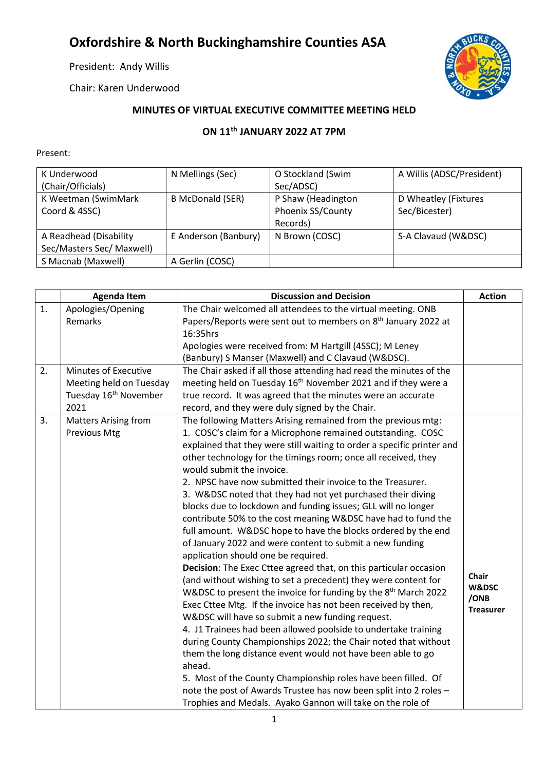# Oxfordshire & North Buckinghamshire Counties ASA

President: Andy Willis

Chair: Karen Underwood

## MINUTES OF VIRTUAL EXECUTIVE COMMITTEE MEETING HELD

## ON 11th JANUARY 2022 AT 7PM

Present:

| | | | |
|---|---|---|---|
| K Underwood (Chair/Officials) | N Mellings (Sec) | O Stockland (Swim Sec/ADSC) | A Willis (ADSC/President) |
| K Weetman (SwimMark Coord & 4SSC) | B McDonald (SER) | P Shaw (Headington Phoenix SS/County Records) | D Wheatley (Fixtures Sec/Bicester) |
| A Readhead (Disability Sec/Masters Sec/ Maxwell) | E Anderson (Banbury) | N Brown (COSC) | S-A Clavaud (W&DSC) |
| S Macnab (Maxwell) | A Gerlin (COSC) | | |

| | Agenda Item | Discussion and Decision | Action |
|---|---|---|---|
| 1. | Apologies/Opening Remarks | The Chair welcomed all attendees to the virtual meeting. ONB Papers/Reports were sent out to members on 8th January 2022 at 16:35hrs<br>Apologies were received from: M Hartgill (4SSC); M Leney (Banbury) S Manser (Maxwell) and C Clavaud (W&DSC). | |
| 2. | Minutes of Executive Meeting held on Tuesday Tuesday 16th November 2021 | The Chair asked if all those attending had read the minutes of the meeting held on Tuesday 16th November 2021 and if they were a true record. It was agreed that the minutes were an accurate record, and they were duly signed by the Chair. | |
| 3. | Matters Arising from Previous Mtg | The following Matters Arising remained from the previous mtg:<br>1. COSC's claim for a Microphone remained outstanding. COSC explained that they were still waiting to order a specific printer and other technology for the timings room; once all received, they would submit the invoice.<br>2. NPSC have now submitted their invoice to the Treasurer.<br>3. W&DSC noted that they had not yet purchased their diving blocks due to lockdown and funding issues; GLL will no longer contribute 50% to the cost meaning W&DSC have had to fund the full amount. W&DSC hope to have the blocks ordered by the end of January 2022 and were content to submit a new funding application should one be required.<br>**Decision**: The Exec Cttee agreed that, on this particular occasion (and without wishing to set a precedent) they were content for W&DSC to present the invoice for funding by the 8th March 2022 Exec Cttee Mtg. If the invoice has not been received by then, W&DSC will have so submit a new funding request.<br>4. J1 Trainees had been allowed poolside to undertake training during County Championships 2022; the Chair noted that without them the long distance event would not have been able to go ahead.<br>5. Most of the County Championship roles have been filled. Of note the post of Awards Trustee has now been split into 2 roles – Trophies and Medals. Ayako Gannon will take on the role of | **Chair W&DSC /ONB Treasurer** |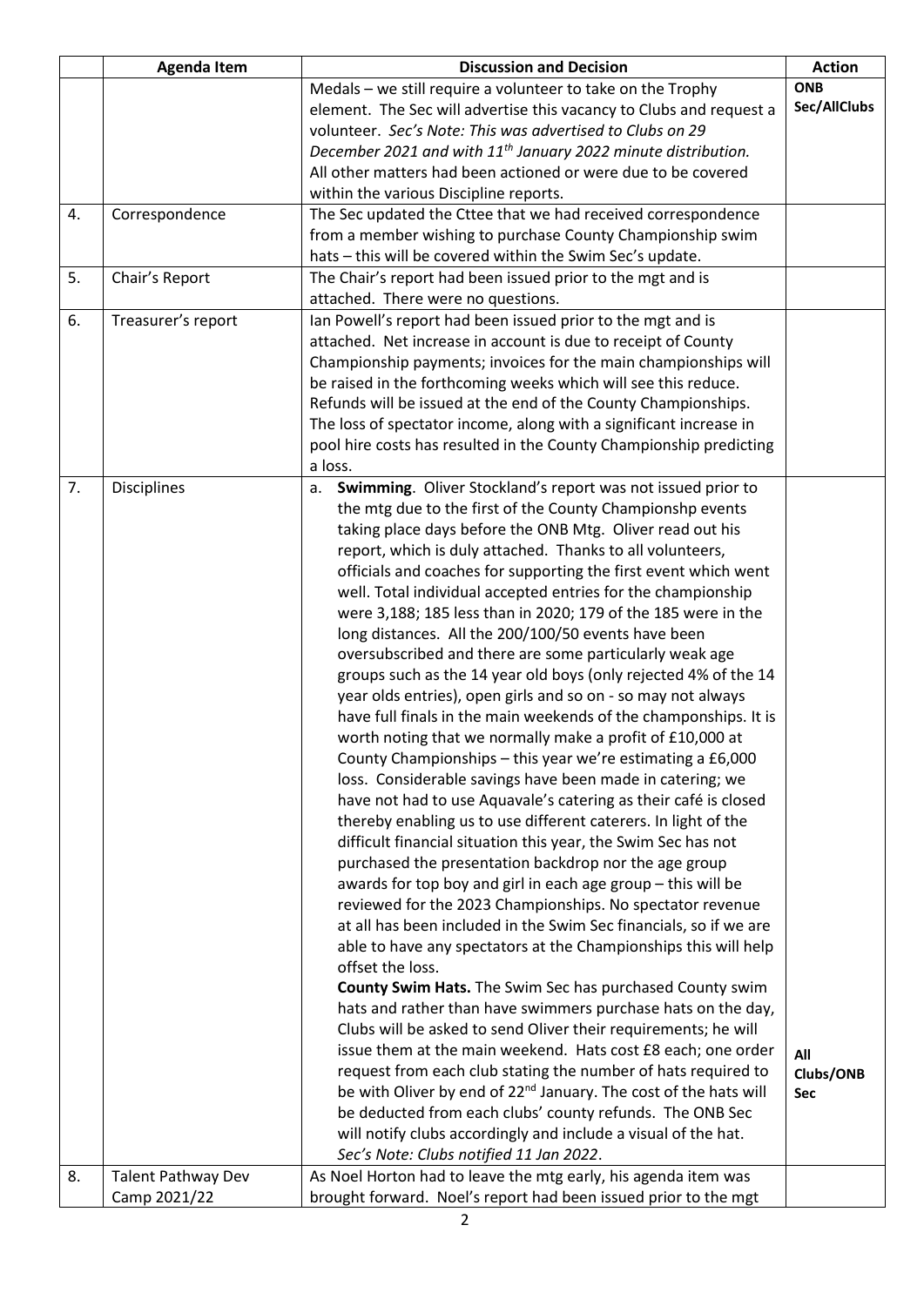| | Agenda Item | Discussion and Decision | Action |
|---|---|---|---|
| | | Medals – we still require a volunteer to take on the Trophy element. The Sec will advertise this vacancy to Clubs and request a volunteer. *Sec's Note: This was advertised to Clubs on 29 December 2021 and with 11th January 2022 minute distribution.* All other matters had been actioned or were due to be covered within the various Discipline reports. | **ONB Sec/AllClubs** |
| 4. | Correspondence | The Sec updated the Cttee that we had received correspondence from a member wishing to purchase County Championship swim hats – this will be covered within the Swim Sec's update. | |
| 5. | Chair's Report | The Chair's report had been issued prior to the mgt and is attached. There were no questions. | |
| 6. | Treasurer's report | Ian Powell's report had been issued prior to the mgt and is attached. Net increase in account is due to receipt of County Championship payments; invoices for the main championships will be raised in the forthcoming weeks which will see this reduce. Refunds will be issued at the end of the County Championships. The loss of spectator income, along with a significant increase in pool hire costs has resulted in the County Championship predicting a loss. | |
| 7. | Disciplines | a. **Swimming**. Oliver Stockland's report was not issued prior to the mtg due to the first of the County Championshp events taking place days before the ONB Mtg. Oliver read out his report, which is duly attached. Thanks to all volunteers, officials and coaches for supporting the first event which went well. Total individual accepted entries for the championship were 3,188; 185 less than in 2020; 179 of the 185 were in the long distances. All the 200/100/50 events have been oversubscribed and there are some particularly weak age groups such as the 14 year old boys (only rejected 4% of the 14 year olds entries), open girls and so on - so may not always have full finals in the main weekends of the champonships. It is worth noting that we normally make a profit of £10,000 at County Championships – this year we're estimating a £6,000 loss. Considerable savings have been made in catering; we have not had to use Aquavale's catering as their café is closed thereby enabling us to use different caterers. In light of the difficult financial situation this year, the Swim Sec has not purchased the presentation backdrop nor the age group awards for top boy and girl in each age group – this will be reviewed for the 2023 Championships. No spectator revenue at all has been included in the Swim Sec financials, so if we are able to have any spectators at the Championships this will help offset the loss.<br>**County Swim Hats.** The Swim Sec has purchased County swim hats and rather than have swimmers purchase hats on the day, Clubs will be asked to send Oliver their requirements; he will issue them at the main weekend. Hats cost £8 each; one order request from each club stating the number of hats required to be with Oliver by end of 22nd January. The cost of the hats will be deducted from each clubs' county refunds. The ONB Sec will notify clubs accordingly and include a visual of the hat. *Sec's Note: Clubs notified 11 Jan 2022*. | **All Clubs/ONB Sec** |
| 8. | Talent Pathway Dev Camp 2021/22 | As Noel Horton had to leave the mtg early, his agenda item was brought forward. Noel's report had been issued prior to the mgt | |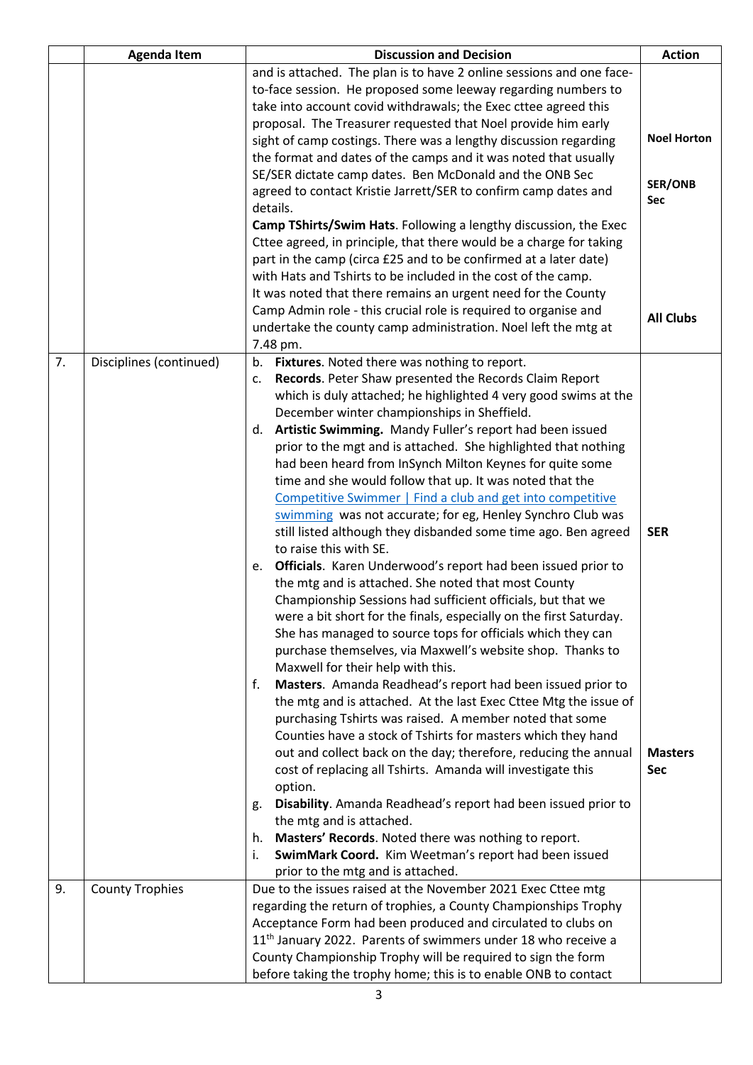| | Agenda Item | Discussion and Decision | Action |
|---|---|---|---|
| | | and is attached. The plan is to have 2 online sessions and one face-to-face session. He proposed some leeway regarding numbers to take into account covid withdrawals; the Exec cttee agreed this proposal. The Treasurer requested that Noel provide him early sight of camp costings. There was a lengthy discussion regarding the format and dates of the camps and it was noted that usually SE/SER dictate camp dates. Ben McDonald and the ONB Sec agreed to contact Kristie Jarrett/SER to confirm camp dates and details.<br>**Camp TShirts/Swim Hats**. Following a lengthy discussion, the Exec Cttee agreed, in principle, that there would be a charge for taking part in the camp (circa £25 and to be confirmed at a later date) with Hats and Tshirts to be included in the cost of the camp.<br>It was noted that there remains an urgent need for the County Camp Admin role - this crucial role is required to organise and undertake the county camp administration. Noel left the mtg at 7.48 pm. | **Noel Horton**<br><br>**SER/ONB Sec**<br><br>**All Clubs** |
| 7. | Disciplines (continued) | b. **Fixtures**. Noted there was nothing to report.<br>c. **Records**. Peter Shaw presented the Records Claim Report which is duly attached; he highlighted 4 very good swims at the December winter championships in Sheffield.<br>d. **Artistic Swimming.** Mandy Fuller's report had been issued prior to the mgt and is attached. She highlighted that nothing had been heard from InSynch Milton Keynes for quite some time and she would follow that up. It was noted that the [Competitive Swimmer \| Find a club and get into competitive swimming]() was not accurate; for eg, Henley Synchro Club was still listed although they disbanded some time ago. Ben agreed to raise this with SE.<br>e. **Officials**. Karen Underwood's report had been issued prior to the mtg and is attached. She noted that most County Championship Sessions had sufficient officials, but that we were a bit short for the finals, especially on the first Saturday. She has managed to source tops for officials which they can purchase themselves, via Maxwell's website shop. Thanks to Maxwell for their help with this.<br>f. **Masters**. Amanda Readhead's report had been issued prior to the mtg and is attached. At the last Exec Cttee Mtg the issue of purchasing Tshirts was raised. A member noted that some Counties have a stock of Tshirts for masters which they hand out and collect back on the day; therefore, reducing the annual cost of replacing all Tshirts. Amanda will investigate this option.<br>g. **Disability**. Amanda Readhead's report had been issued prior to the mtg and is attached.<br>h. **Masters' Records**. Noted there was nothing to report.<br>i. **SwimMark Coord.** Kim Weetman's report had been issued prior to the mtg and is attached. | **SER**<br><br>**Masters Sec** |
| 9. | County Trophies | Due to the issues raised at the November 2021 Exec Cttee mtg regarding the return of trophies, a County Championships Trophy Acceptance Form had been produced and circulated to clubs on 11th January 2022. Parents of swimmers under 18 who receive a County Championship Trophy will be required to sign the form before taking the trophy home; this is to enable ONB to contact | |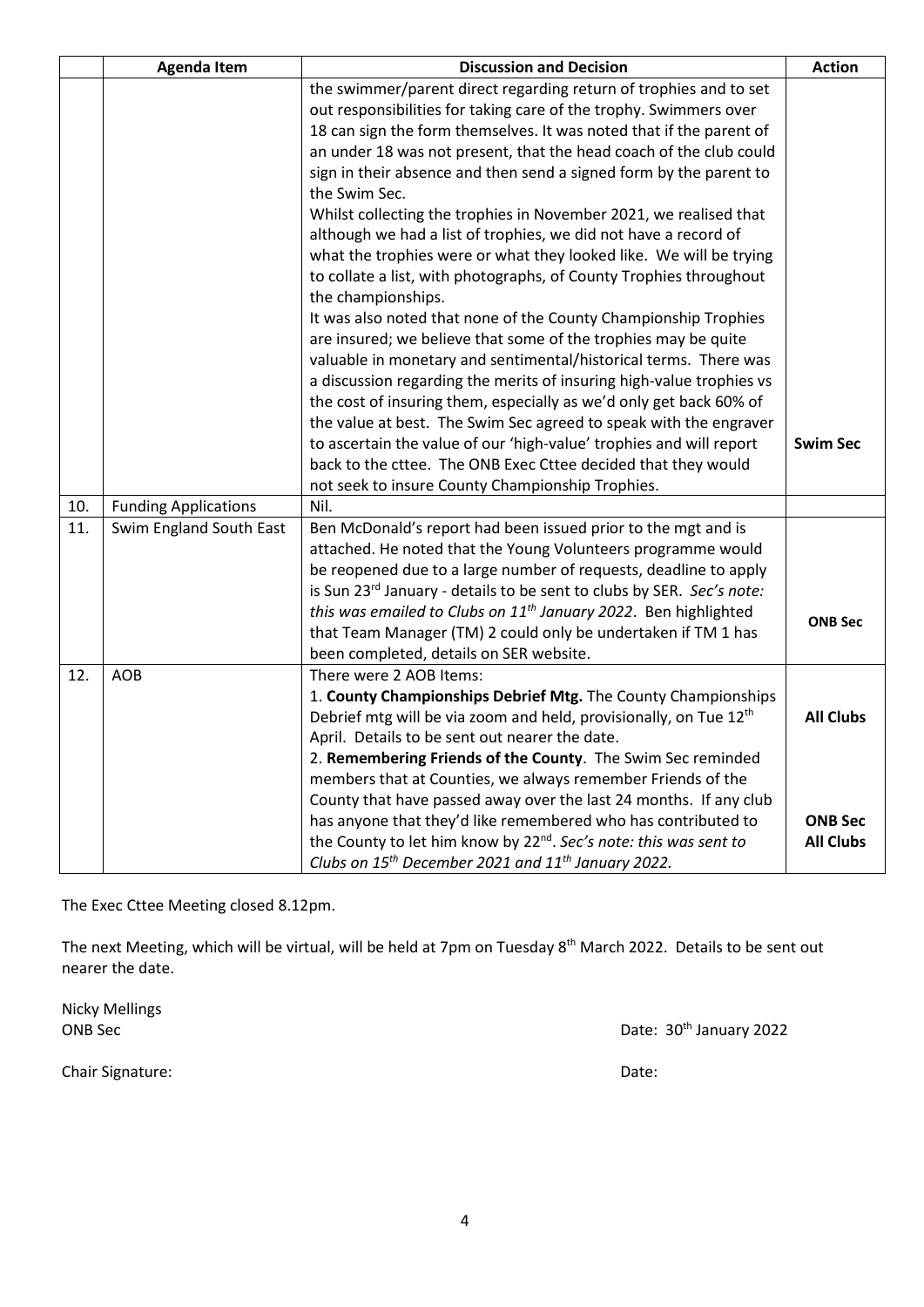| | Agenda Item | Discussion and Decision | Action |
|---|---|---|---|
| | | the swimmer/parent direct regarding return of trophies and to set out responsibilities for taking care of the trophy. Swimmers over 18 can sign the form themselves. It was noted that if the parent of an under 18 was not present, that the head coach of the club could sign in their absence and then send a signed form by the parent to the Swim Sec.<br>Whilst collecting the trophies in November 2021, we realised that although we had a list of trophies, we did not have a record of what the trophies were or what they looked like. We will be trying to collate a list, with photographs, of County Trophies throughout the championships.<br>It was also noted that none of the County Championship Trophies are insured; we believe that some of the trophies may be quite valuable in monetary and sentimental/historical terms. There was a discussion regarding the merits of insuring high-value trophies vs the cost of insuring them, especially as we'd only get back 60% of the value at best. The Swim Sec agreed to speak with the engraver to ascertain the value of our 'high-value' trophies and will report back to the cttee. The ONB Exec Cttee decided that they would not seek to insure County Championship Trophies. | **Swim Sec** |
| 10. | Funding Applications | Nil. | |
| 11. | Swim England South East | Ben McDonald's report had been issued prior to the mgt and is attached. He noted that the Young Volunteers programme would be reopened due to a large number of requests, deadline to apply is Sun 23rd January - details to be sent to clubs by SER. *Sec's note: this was emailed to Clubs on 11th January 2022*. Ben highlighted that Team Manager (TM) 2 could only be undertaken if TM 1 has been completed, details on SER website. | **ONB Sec** |
| 12. | AOB | There were 2 AOB Items:<br>1. **County Championships Debrief Mtg.** The County Championships Debrief mtg will be via zoom and held, provisionally, on Tue 12th April. Details to be sent out nearer the date.<br>2. **Remembering Friends of the County**. The Swim Sec reminded members that at Counties, we always remember Friends of the County that have passed away over the last 24 months. If any club has anyone that they'd like remembered who has contributed to the County to let him know by 22nd. *Sec's note: this was sent to Clubs on 15th December 2021 and 11th January 2022.* | **All Clubs**<br><br>**ONB Sec**<br>**All Clubs** |

The Exec Cttee Meeting closed 8.12pm.

The next Meeting, which will be virtual, will be held at 7pm on Tuesday 8th March 2022. Details to be sent out nearer the date.

Nicky Mellings
ONB Sec

Date: 30th January 2022

Chair Signature:

Date: